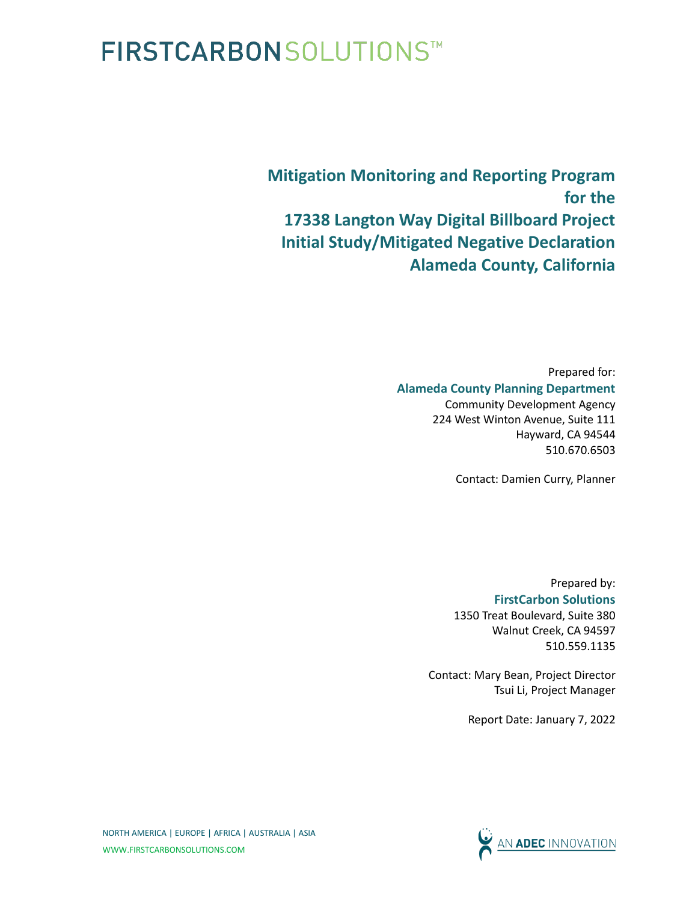FIRSTCARBONSOLUTIONS™

# Mitigation Monitoring and Reporting Program for the 17338 Langton Way Digital Billboard Project Initial Study/Mitigated Negative Declaration Alameda County, California

Prepared for:

**Alameda County Planning Department**

Community Development Agency
224 West Winton Avenue, Suite 111
Hayward, CA 94544
510.670.6503

Contact: Damien Curry, Planner

Prepared by:

**FirstCarbon Solutions**

1350 Treat Boulevard, Suite 380
Walnut Creek, CA 94597
510.559.1135

Contact: Mary Bean, Project Director
Tsui Li, Project Manager

Report Date: January 7, 2022

NORTH AMERICA | EUROPE | AFRICA | AUSTRALIA | ASIA

WWW.FIRSTCARBONSOLUTIONS.COM

AN ADEC INNOVATION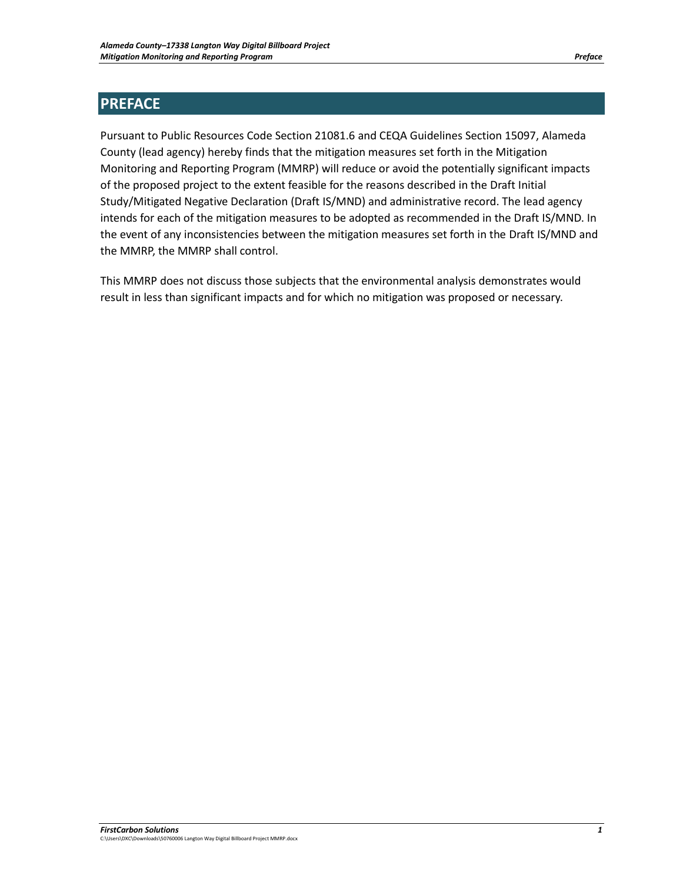# PREFACE

Pursuant to Public Resources Code Section 21081.6 and CEQA Guidelines Section 15097, Alameda County (lead agency) hereby finds that the mitigation measures set forth in the Mitigation Monitoring and Reporting Program (MMRP) will reduce or avoid the potentially significant impacts of the proposed project to the extent feasible for the reasons described in the Draft Initial Study/Mitigated Negative Declaration (Draft IS/MND) and administrative record. The lead agency intends for each of the mitigation measures to be adopted as recommended in the Draft IS/MND. In the event of any inconsistencies between the mitigation measures set forth in the Draft IS/MND and the MMRP, the MMRP shall control.

This MMRP does not discuss those subjects that the environmental analysis demonstrates would result in less than significant impacts and for which no mitigation was proposed or necessary.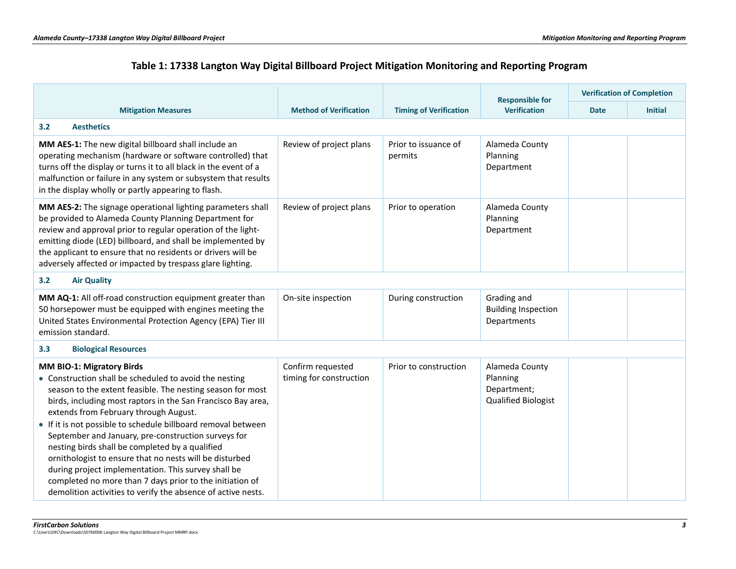**Table 1: 17338 Langton Way Digital Billboard Project Mitigation Monitoring and Reporting Program**

| Mitigation Measures | Method of Verification | Timing of Verification | Responsible for Verification | Verification of Completion | |
|---|---|---|---|---|---|
| | | | | Date | Initial |
| **3.2 Aesthetics** | | | | | |
| **MM AES-1:** The new digital billboard shall include an operating mechanism (hardware or software controlled) that turns off the display or turns it to all black in the event of a malfunction or failure in any system or subsystem that results in the display wholly or partly appearing to flash. | Review of project plans | Prior to issuance of permits | Alameda County Planning Department | | |
| **MM AES-2:** The signage operational lighting parameters shall be provided to Alameda County Planning Department for review and approval prior to regular operation of the light-emitting diode (LED) billboard, and shall be implemented by the applicant to ensure that no residents or drivers will be adversely affected or impacted by trespass glare lighting. | Review of project plans | Prior to operation | Alameda County Planning Department | | |
| **3.2 Air Quality** | | | | | |
| **MM AQ-1:** All off-road construction equipment greater than 50 horsepower must be equipped with engines meeting the United States Environmental Protection Agency (EPA) Tier III emission standard. | On-site inspection | During construction | Grading and Building Inspection Departments | | |
| **3.3 Biological Resources** | | | | | |
| **MM BIO-1: Migratory Birds**<br>• Construction shall be scheduled to avoid the nesting season to the extent feasible. The nesting season for most birds, including most raptors in the San Francisco Bay area, extends from February through August.<br>• If it is not possible to schedule billboard removal between September and January, pre-construction surveys for nesting birds shall be completed by a qualified ornithologist to ensure that no nests will be disturbed during project implementation. This survey shall be completed no more than 7 days prior to the initiation of demolition activities to verify the absence of active nests. | Confirm requested timing for construction | Prior to construction | Alameda County Planning Department; Qualified Biologist | | |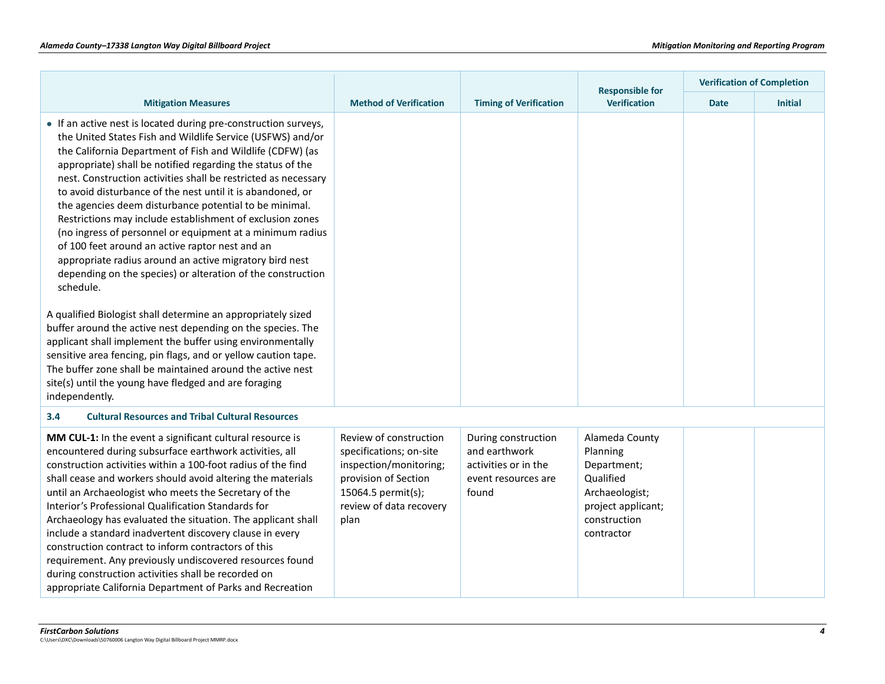| Mitigation Measures | Method of Verification | Timing of Verification | Responsible for Verification | Verification of Completion | |
|---|---|---|---|---|---|
| | | | | Date | Initial |
| • If an active nest is located during pre-construction surveys, the United States Fish and Wildlife Service (USFWS) and/or the California Department of Fish and Wildlife (CDFW) (as appropriate) shall be notified regarding the status of the nest. Construction activities shall be restricted as necessary to avoid disturbance of the nest until it is abandoned, or the agencies deem disturbance potential to be minimal. Restrictions may include establishment of exclusion zones (no ingress of personnel or equipment at a minimum radius of 100 feet around an active raptor nest and an appropriate radius around an active migratory bird nest depending on the species) or alteration of the construction schedule.<br><br>A qualified Biologist shall determine an appropriately sized buffer around the active nest depending on the species. The applicant shall implement the buffer using environmentally sensitive area fencing, pin flags, and or yellow caution tape. The buffer zone shall be maintained around the active nest site(s) until the young have fledged and are foraging independently. | | | | | |
| **3.4 Cultural Resources and Tribal Cultural Resources** | | | | | |
| **MM CUL-1:** In the event a significant cultural resource is encountered during subsurface earthwork activities, all construction activities within a 100-foot radius of the find shall cease and workers should avoid altering the materials until an Archaeologist who meets the Secretary of the Interior's Professional Qualification Standards for Archaeology has evaluated the situation. The applicant shall include a standard inadvertent discovery clause in every construction contract to inform contractors of this requirement. Any previously undiscovered resources found during construction activities shall be recorded on appropriate California Department of Parks and Recreation | Review of construction specifications; on-site inspection/monitoring; provision of Section 15064.5 permit(s); review of data recovery plan | During construction and earthwork activities or in the event resources are found | Alameda County Planning Department; Qualified Archaeologist; project applicant; construction contractor | | |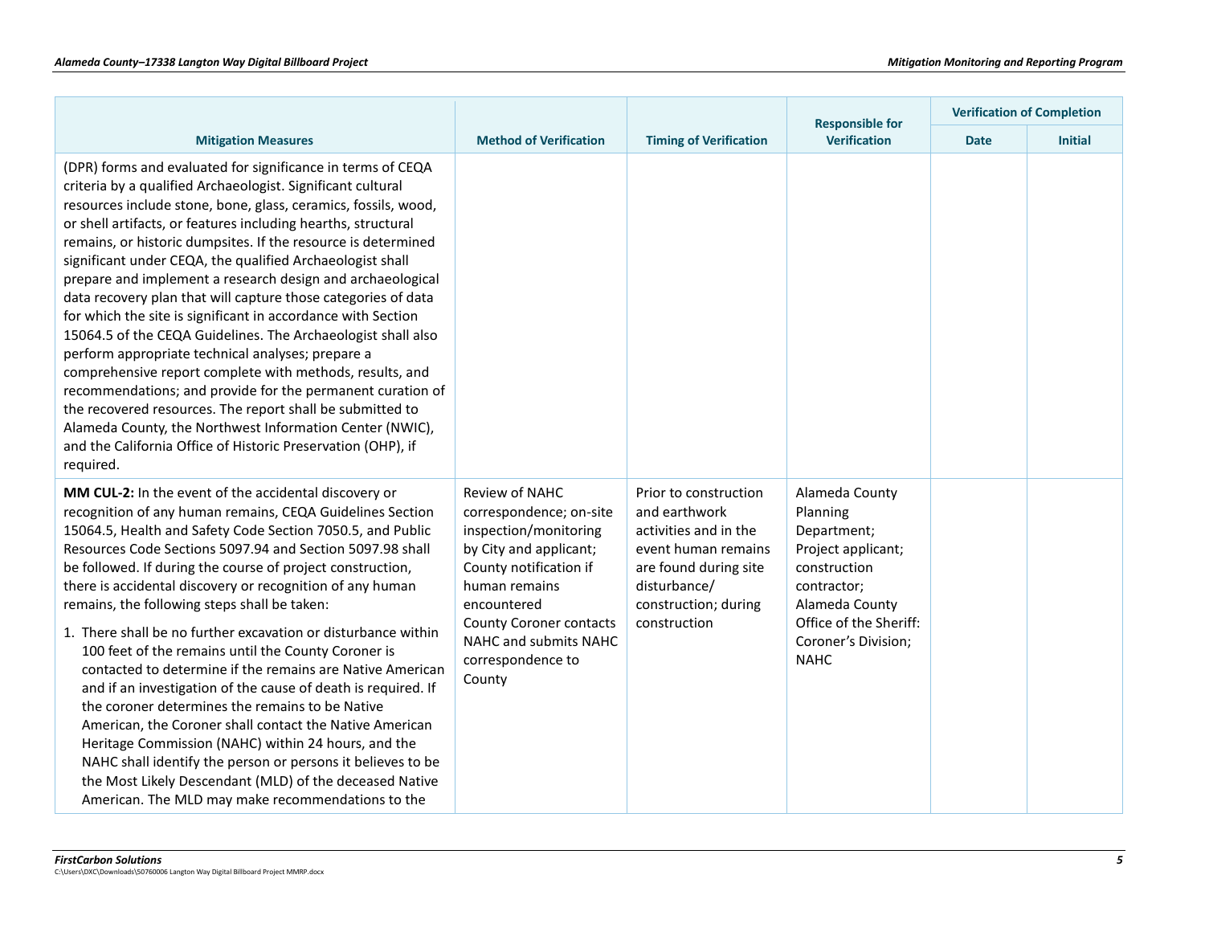| Mitigation Measures | Method of Verification | Timing of Verification | Responsible for Verification | Verification of Completion | |
|---|---|---|---|---|---|
| | | | | Date | Initial |
| (DPR) forms and evaluated for significance in terms of CEQA criteria by a qualified Archaeologist. Significant cultural resources include stone, bone, glass, ceramics, fossils, wood, or shell artifacts, or features including hearths, structural remains, or historic dumpsites. If the resource is determined significant under CEQA, the qualified Archaeologist shall prepare and implement a research design and archaeological data recovery plan that will capture those categories of data for which the site is significant in accordance with Section 15064.5 of the CEQA Guidelines. The Archaeologist shall also perform appropriate technical analyses; prepare a comprehensive report complete with methods, results, and recommendations; and provide for the permanent curation of the recovered resources. The report shall be submitted to Alameda County, the Northwest Information Center (NWIC), and the California Office of Historic Preservation (OHP), if required. | | | | | |
| **MM CUL-2:** In the event of the accidental discovery or recognition of any human remains, CEQA Guidelines Section 15064.5, Health and Safety Code Section 7050.5, and Public Resources Code Sections 5097.94 and Section 5097.98 shall be followed. If during the course of project construction, there is accidental discovery or recognition of any human remains, the following steps shall be taken:<br><br>1. There shall be no further excavation or disturbance within 100 feet of the remains until the County Coroner is contacted to determine if the remains are Native American and if an investigation of the cause of death is required. If the coroner determines the remains to be Native American, the Coroner shall contact the Native American Heritage Commission (NAHC) within 24 hours, and the NAHC shall identify the person or persons it believes to be the Most Likely Descendant (MLD) of the deceased Native American. The MLD may make recommendations to the | Review of NAHC correspondence; on-site inspection/monitoring by City and applicant; County notification if human remains encountered<br>County Coroner contacts NAHC and submits NAHC correspondence to County | Prior to construction and earthwork activities and in the event human remains are found during site disturbance/ construction; during construction | Alameda County Planning Department; Project applicant; construction contractor; Alameda County Office of the Sheriff: Coroner's Division; NAHC | | |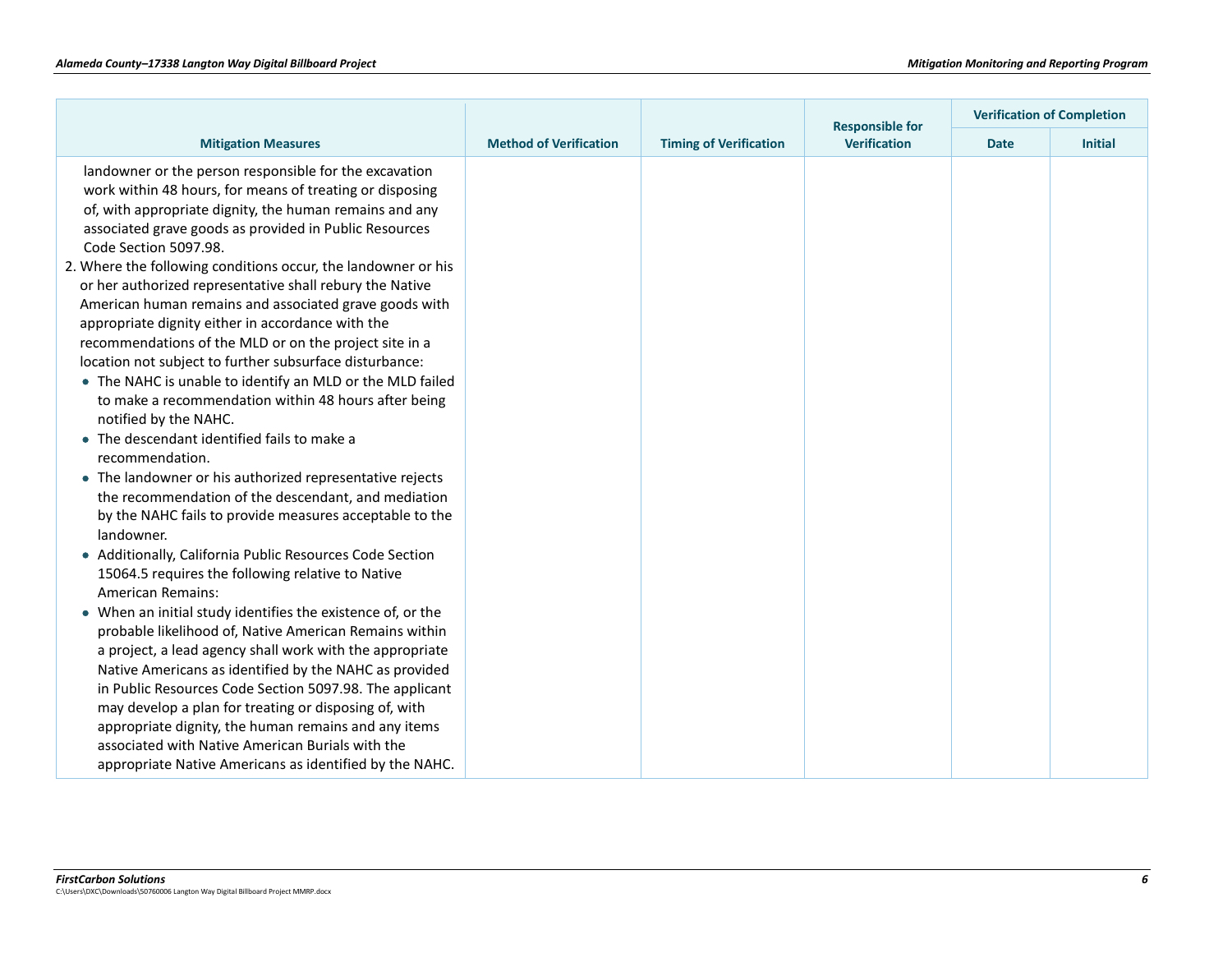| Mitigation Measures | Method of Verification | Timing of Verification | Responsible for Verification | Verification of Completion | |
|---|---|---|---|---|---|
| | | | | Date | Initial |
| landowner or the person responsible for the excavation work within 48 hours, for means of treating or disposing of, with appropriate dignity, the human remains and any associated grave goods as provided in Public Resources Code Section 5097.98.<br>2. Where the following conditions occur, the landowner or his or her authorized representative shall rebury the Native American human remains and associated grave goods with appropriate dignity either in accordance with the recommendations of the MLD or on the project site in a location not subject to further subsurface disturbance:<br>• The NAHC is unable to identify an MLD or the MLD failed to make a recommendation within 48 hours after being notified by the NAHC.<br>• The descendant identified fails to make a recommendation.<br>• The landowner or his authorized representative rejects the recommendation of the descendant, and mediation by the NAHC fails to provide measures acceptable to the landowner.<br>• Additionally, California Public Resources Code Section 15064.5 requires the following relative to Native American Remains:<br>• When an initial study identifies the existence of, or the probable likelihood of, Native American Remains within a project, a lead agency shall work with the appropriate Native Americans as identified by the NAHC as provided in Public Resources Code Section 5097.98. The applicant may develop a plan for treating or disposing of, with appropriate dignity, the human remains and any items associated with Native American Burials with the appropriate Native Americans as identified by the NAHC. | | | | | |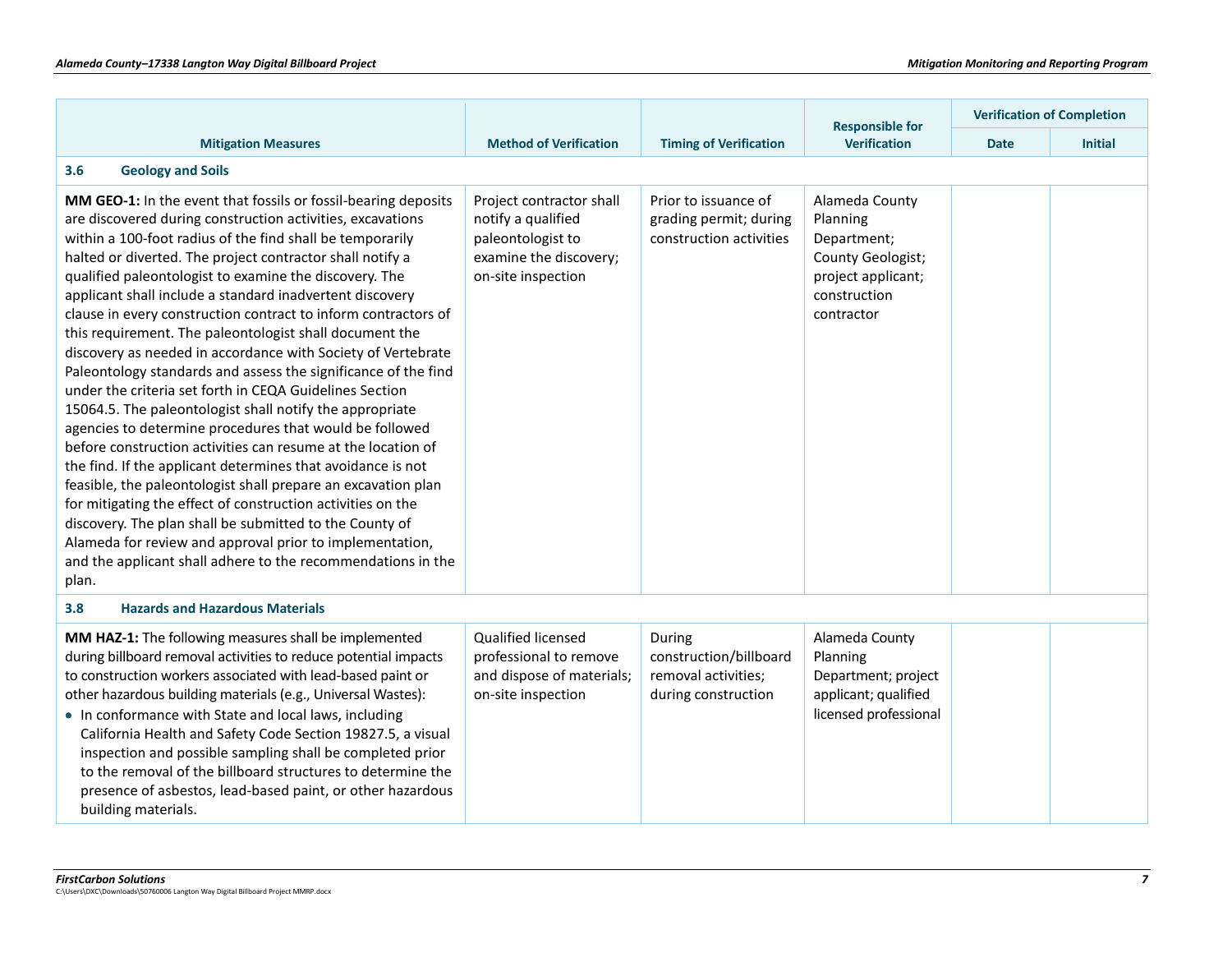| Mitigation Measures | Method of Verification | Timing of Verification | Responsible for Verification | Verification of Completion | |
|---|---|---|---|---|---|
| | | | | Date | Initial |
| **3.6 Geology and Soils** | | | | | |
| **MM GEO-1:** In the event that fossils or fossil-bearing deposits are discovered during construction activities, excavations within a 100-foot radius of the find shall be temporarily halted or diverted. The project contractor shall notify a qualified paleontologist to examine the discovery. The applicant shall include a standard inadvertent discovery clause in every construction contract to inform contractors of this requirement. The paleontologist shall document the discovery as needed in accordance with Society of Vertebrate Paleontology standards and assess the significance of the find under the criteria set forth in CEQA Guidelines Section 15064.5. The paleontologist shall notify the appropriate agencies to determine procedures that would be followed before construction activities can resume at the location of the find. If the applicant determines that avoidance is not feasible, the paleontologist shall prepare an excavation plan for mitigating the effect of construction activities on the discovery. The plan shall be submitted to the County of Alameda for review and approval prior to implementation, and the applicant shall adhere to the recommendations in the plan. | Project contractor shall notify a qualified paleontologist to examine the discovery; on-site inspection | Prior to issuance of grading permit; during construction activities | Alameda County Planning Department; County Geologist; project applicant; construction contractor | | |
| **3.8 Hazards and Hazardous Materials** | | | | | |
| **MM HAZ-1:** The following measures shall be implemented during billboard removal activities to reduce potential impacts to construction workers associated with lead-based paint or other hazardous building materials (e.g., Universal Wastes):<br>• In conformance with State and local laws, including California Health and Safety Code Section 19827.5, a visual inspection and possible sampling shall be completed prior to the removal of the billboard structures to determine the presence of asbestos, lead-based paint, or other hazardous building materials. | Qualified licensed professional to remove and dispose of materials; on-site inspection | During construction/billboard removal activities; during construction | Alameda County Planning Department; project applicant; qualified licensed professional | | |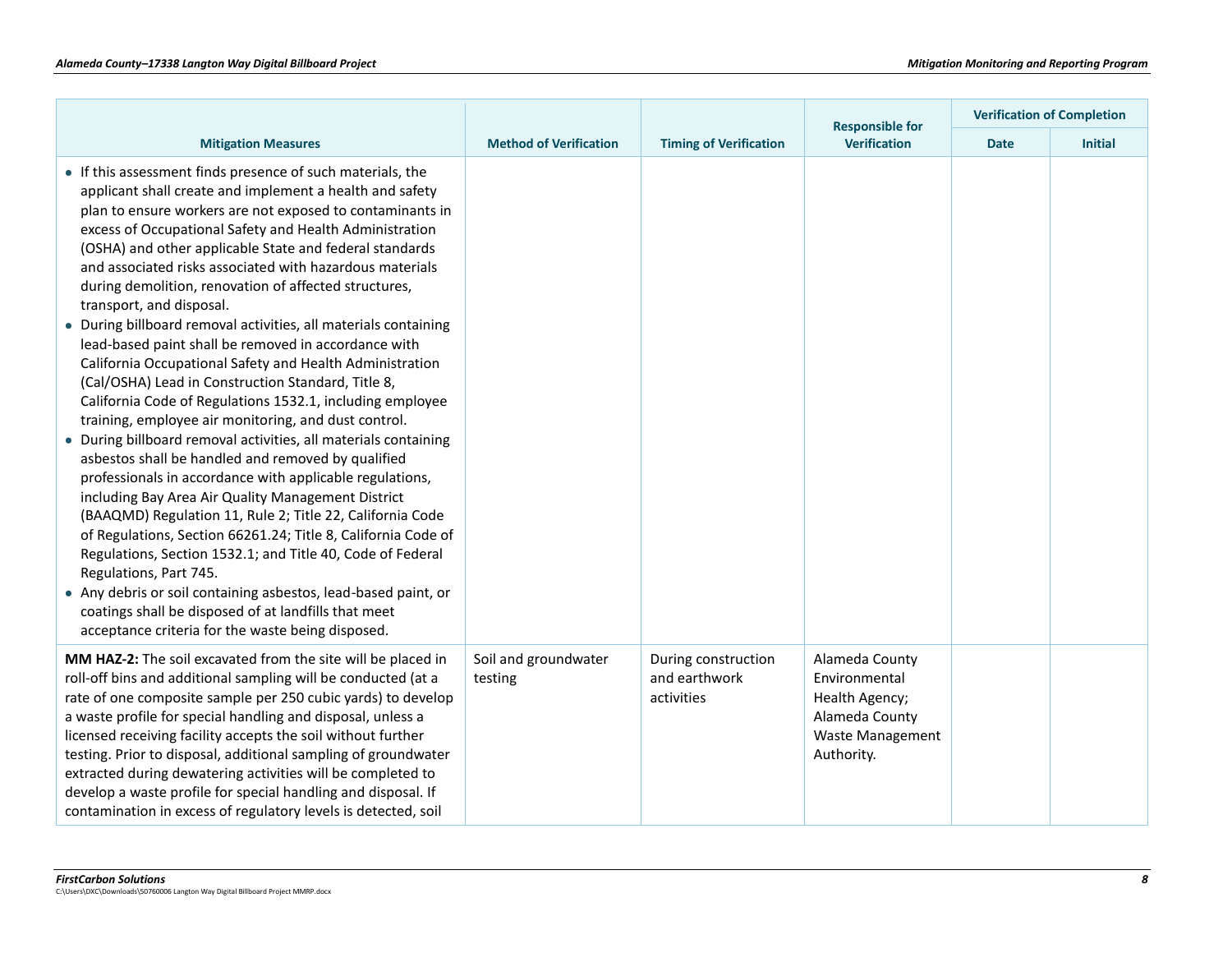| Mitigation Measures | Method of Verification | Timing of Verification | Responsible for Verification | Verification of Completion | |
|---|---|---|---|---|---|
| | | | | Date | Initial |
| • If this assessment finds presence of such materials, the applicant shall create and implement a health and safety plan to ensure workers are not exposed to contaminants in excess of Occupational Safety and Health Administration (OSHA) and other applicable State and federal standards and associated risks associated with hazardous materials during demolition, renovation of affected structures, transport, and disposal.<br>• During billboard removal activities, all materials containing lead-based paint shall be removed in accordance with California Occupational Safety and Health Administration (Cal/OSHA) Lead in Construction Standard, Title 8, California Code of Regulations 1532.1, including employee training, employee air monitoring, and dust control.<br>• During billboard removal activities, all materials containing asbestos shall be handled and removed by qualified professionals in accordance with applicable regulations, including Bay Area Air Quality Management District (BAAQMD) Regulation 11, Rule 2; Title 22, California Code of Regulations, Section 66261.24; Title 8, California Code of Regulations, Section 1532.1; and Title 40, Code of Federal Regulations, Part 745.<br>• Any debris or soil containing asbestos, lead-based paint, or coatings shall be disposed of at landfills that meet acceptance criteria for the waste being disposed. | | | | | |
| **MM HAZ-2:** The soil excavated from the site will be placed in roll-off bins and additional sampling will be conducted (at a rate of one composite sample per 250 cubic yards) to develop a waste profile for special handling and disposal, unless a licensed receiving facility accepts the soil without further testing. Prior to disposal, additional sampling of groundwater extracted during dewatering activities will be completed to develop a waste profile for special handling and disposal. If contamination in excess of regulatory levels is detected, soil | Soil and groundwater testing | During construction and earthwork activities | Alameda County Environmental Health Agency; Alameda County Waste Management Authority. | | |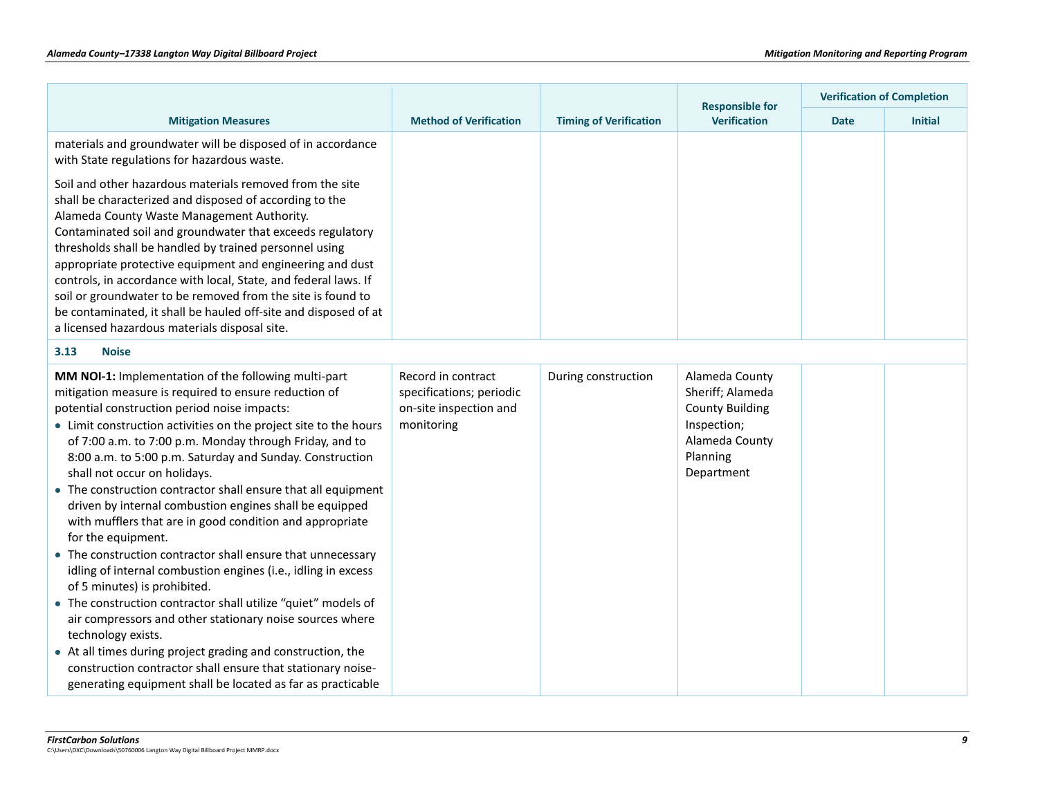| Mitigation Measures | Method of Verification | Timing of Verification | Responsible for Verification | Verification of Completion | |
|---|---|---|---|---|---|
| | | | | Date | Initial |
| materials and groundwater will be disposed of in accordance with State regulations for hazardous waste.<br><br>Soil and other hazardous materials removed from the site shall be characterized and disposed of according to the Alameda County Waste Management Authority. Contaminated soil and groundwater that exceeds regulatory thresholds shall be handled by trained personnel using appropriate protective equipment and engineering and dust controls, in accordance with local, State, and federal laws. If soil or groundwater to be removed from the site is found to be contaminated, it shall be hauled off-site and disposed of at a licensed hazardous materials disposal site. | | | | | |
| **3.13 Noise** | | | | | |
| **MM NOI-1:** Implementation of the following multi-part mitigation measure is required to ensure reduction of potential construction period noise impacts:<br>• Limit construction activities on the project site to the hours of 7:00 a.m. to 7:00 p.m. Monday through Friday, and to 8:00 a.m. to 5:00 p.m. Saturday and Sunday. Construction shall not occur on holidays.<br>• The construction contractor shall ensure that all equipment driven by internal combustion engines shall be equipped with mufflers that are in good condition and appropriate for the equipment.<br>• The construction contractor shall ensure that unnecessary idling of internal combustion engines (i.e., idling in excess of 5 minutes) is prohibited.<br>• The construction contractor shall utilize "quiet" models of air compressors and other stationary noise sources where technology exists.<br>• At all times during project grading and construction, the construction contractor shall ensure that stationary noise-generating equipment shall be located as far as practicable | Record in contract specifications; periodic on-site inspection and monitoring | During construction | Alameda County Sheriff; Alameda County Building Inspection; Alameda County Planning Department | | |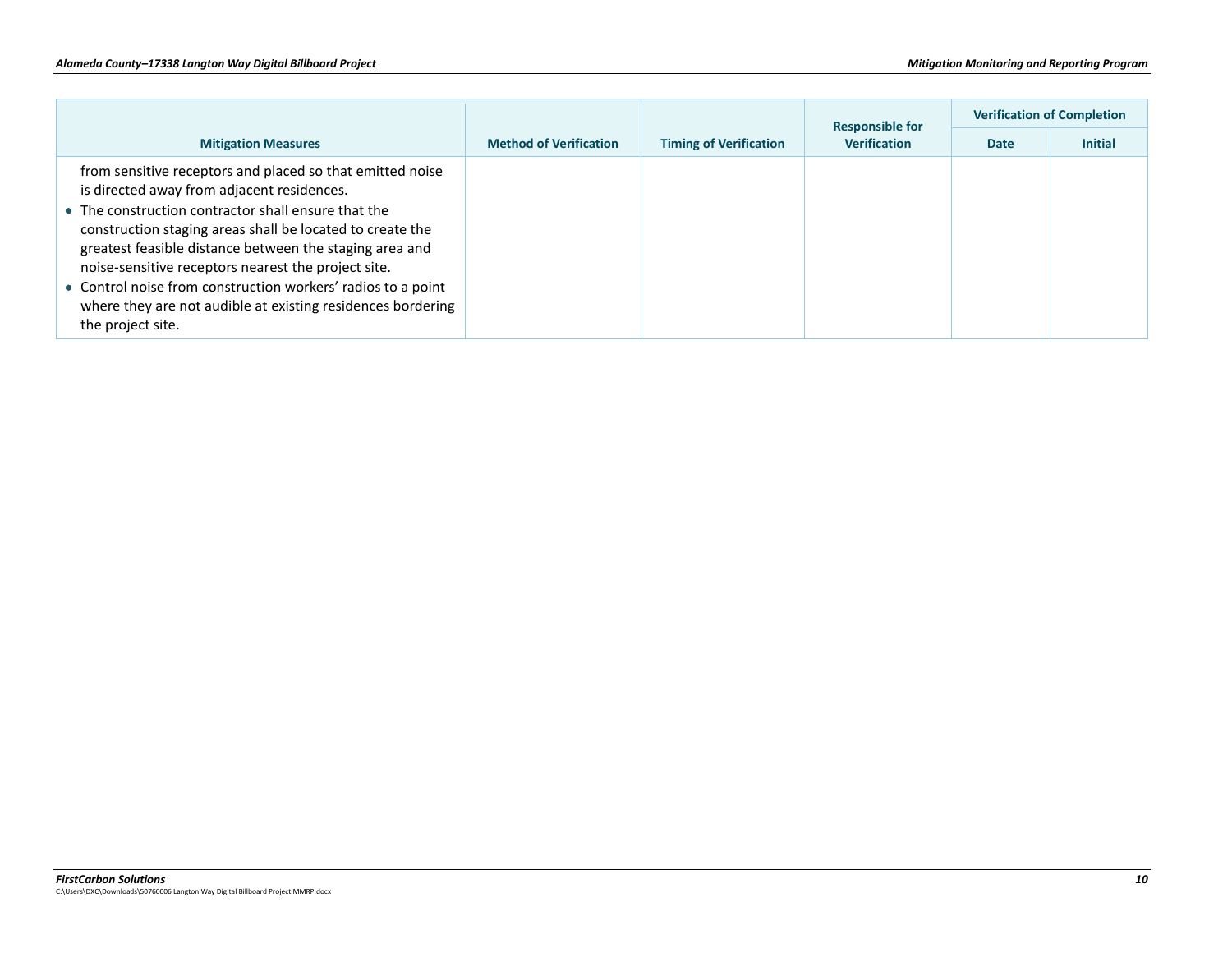| Mitigation Measures | Method of Verification | Timing of Verification | Responsible for Verification | Verification of Completion | |
|---|---|---|---|---|---|
| | | | | Date | Initial |
| from sensitive receptors and placed so that emitted noise is directed away from adjacent residences.<br>• The construction contractor shall ensure that the construction staging areas shall be located to create the greatest feasible distance between the staging area and noise-sensitive receptors nearest the project site.<br>• Control noise from construction workers' radios to a point where they are not audible at existing residences bordering the project site. | | | | | |